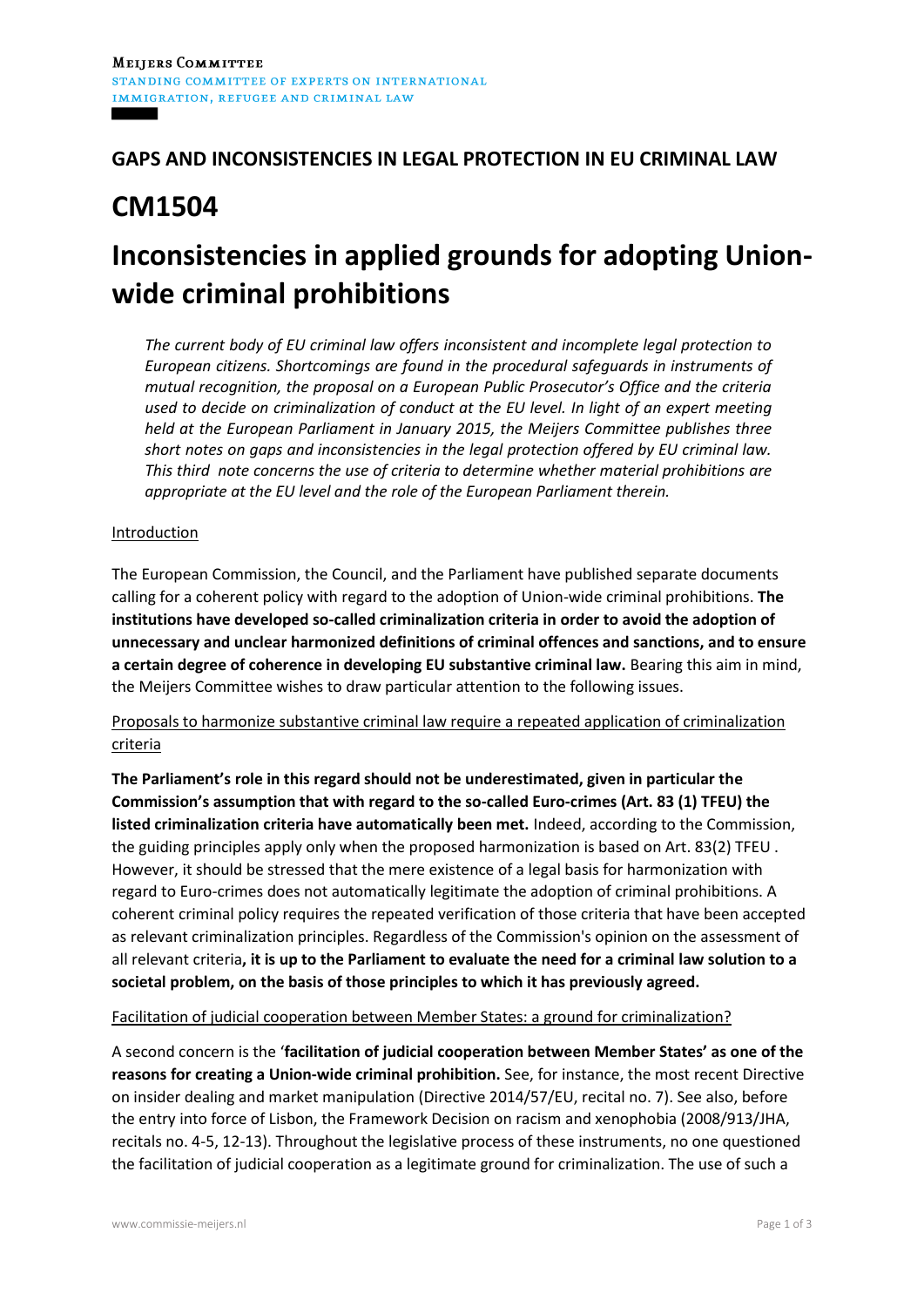**Meijers Committee**
STANDING COMMITTEE OF EXPERTS ON INTERNATIONAL IMMIGRATION, REFUGEE AND CRIMINAL LAW

## GAPS AND INCONSISTENCIES IN LEGAL PROTECTION IN EU CRIMINAL LAW

# CM1504

# Inconsistencies in applied grounds for adopting Union-wide criminal prohibitions

*The current body of EU criminal law offers inconsistent and incomplete legal protection to European citizens. Shortcomings are found in the procedural safeguards in instruments of mutual recognition, the proposal on a European Public Prosecutor's Office and the criteria used to decide on criminalization of conduct at the EU level. In light of an expert meeting held at the European Parliament in January 2015, the Meijers Committee publishes three short notes on gaps and inconsistencies in the legal protection offered by EU criminal law. This third note concerns the use of criteria to determine whether material prohibitions are appropriate at the EU level and the role of the European Parliament therein.*

<u>Introduction</u>

The European Commission, the Council, and the Parliament have published separate documents calling for a coherent policy with regard to the adoption of Union-wide criminal prohibitions. **The institutions have developed so-called criminalization criteria in order to avoid the adoption of unnecessary and unclear harmonized definitions of criminal offences and sanctions, and to ensure a certain degree of coherence in developing EU substantive criminal law.** Bearing this aim in mind, the Meijers Committee wishes to draw particular attention to the following issues.

<u>Proposals to harmonize substantive criminal law require a repeated application of criminalization criteria</u>

**The Parliament's role in this regard should not be underestimated, given in particular the Commission's assumption that with regard to the so-called Euro-crimes (Art. 83 (1) TFEU) the listed criminalization criteria have automatically been met.** Indeed, according to the Commission, the guiding principles apply only when the proposed harmonization is based on Art. 83(2) TFEU . However, it should be stressed that the mere existence of a legal basis for harmonization with regard to Euro-crimes does not automatically legitimate the adoption of criminal prohibitions. A coherent criminal policy requires the repeated verification of those criteria that have been accepted as relevant criminalization principles. Regardless of the Commission's opinion on the assessment of all relevant criteria**, it is up to the Parliament to evaluate the need for a criminal law solution to a societal problem, on the basis of those principles to which it has previously agreed.**

<u>Facilitation of judicial cooperation between Member States: a ground for criminalization?</u>

A second concern is the '**facilitation of judicial cooperation between Member States' as one of the reasons for creating a Union-wide criminal prohibition.** See, for instance, the most recent Directive on insider dealing and market manipulation (Directive 2014/57/EU, recital no. 7). See also, before the entry into force of Lisbon, the Framework Decision on racism and xenophobia (2008/913/JHA, recitals no. 4-5, 12-13). Throughout the legislative process of these instruments, no one questioned the facilitation of judicial cooperation as a legitimate ground for criminalization. The use of such a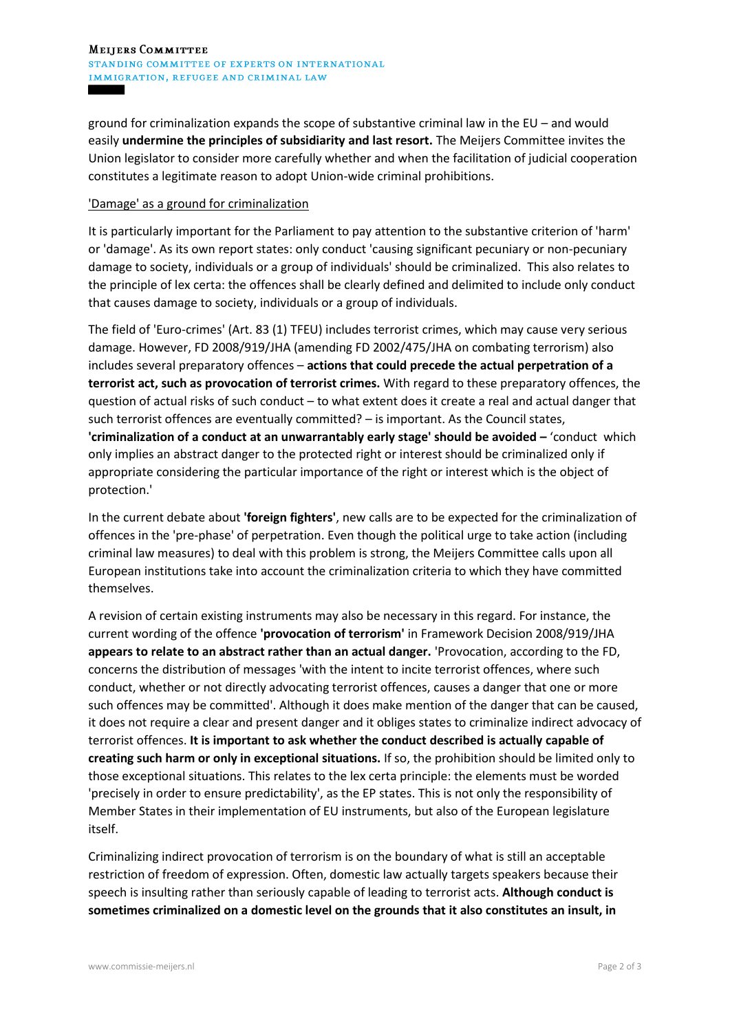ground for criminalization expands the scope of substantive criminal law in the EU – and would easily **undermine the principles of subsidiarity and last resort.** The Meijers Committee invites the Union legislator to consider more carefully whether and when the facilitation of judicial cooperation constitutes a legitimate reason to adopt Union-wide criminal prohibitions.

'Damage' as a ground for criminalization

It is particularly important for the Parliament to pay attention to the substantive criterion of 'harm' or 'damage'. As its own report states: only conduct 'causing significant pecuniary or non-pecuniary damage to society, individuals or a group of individuals' should be criminalized. This also relates to the principle of lex certa: the offences shall be clearly defined and delimited to include only conduct that causes damage to society, individuals or a group of individuals.

The field of 'Euro-crimes' (Art. 83 (1) TFEU) includes terrorist crimes, which may cause very serious damage. However, FD 2008/919/JHA (amending FD 2002/475/JHA on combating terrorism) also includes several preparatory offences – **actions that could precede the actual perpetration of a terrorist act, such as provocation of terrorist crimes.** With regard to these preparatory offences, the question of actual risks of such conduct – to what extent does it create a real and actual danger that such terrorist offences are eventually committed? – is important. As the Council states, **'criminalization of a conduct at an unwarrantably early stage' should be avoided –** 'conduct which only implies an abstract danger to the protected right or interest should be criminalized only if appropriate considering the particular importance of the right or interest which is the object of protection.'

In the current debate about **'foreign fighters'**, new calls are to be expected for the criminalization of offences in the 'pre-phase' of perpetration. Even though the political urge to take action (including criminal law measures) to deal with this problem is strong, the Meijers Committee calls upon all European institutions take into account the criminalization criteria to which they have committed themselves.

A revision of certain existing instruments may also be necessary in this regard. For instance, the current wording of the offence **'provocation of terrorism'** in Framework Decision 2008/919/JHA **appears to relate to an abstract rather than an actual danger.** 'Provocation, according to the FD, concerns the distribution of messages 'with the intent to incite terrorist offences, where such conduct, whether or not directly advocating terrorist offences, causes a danger that one or more such offences may be committed'. Although it does make mention of the danger that can be caused, it does not require a clear and present danger and it obliges states to criminalize indirect advocacy of terrorist offences. **It is important to ask whether the conduct described is actually capable of creating such harm or only in exceptional situations.** If so, the prohibition should be limited only to those exceptional situations. This relates to the lex certa principle: the elements must be worded 'precisely in order to ensure predictability', as the EP states. This is not only the responsibility of Member States in their implementation of EU instruments, but also of the European legislature itself.

Criminalizing indirect provocation of terrorism is on the boundary of what is still an acceptable restriction of freedom of expression. Often, domestic law actually targets speakers because their speech is insulting rather than seriously capable of leading to terrorist acts. **Although conduct is sometimes criminalized on a domestic level on the grounds that it also constitutes an insult, in**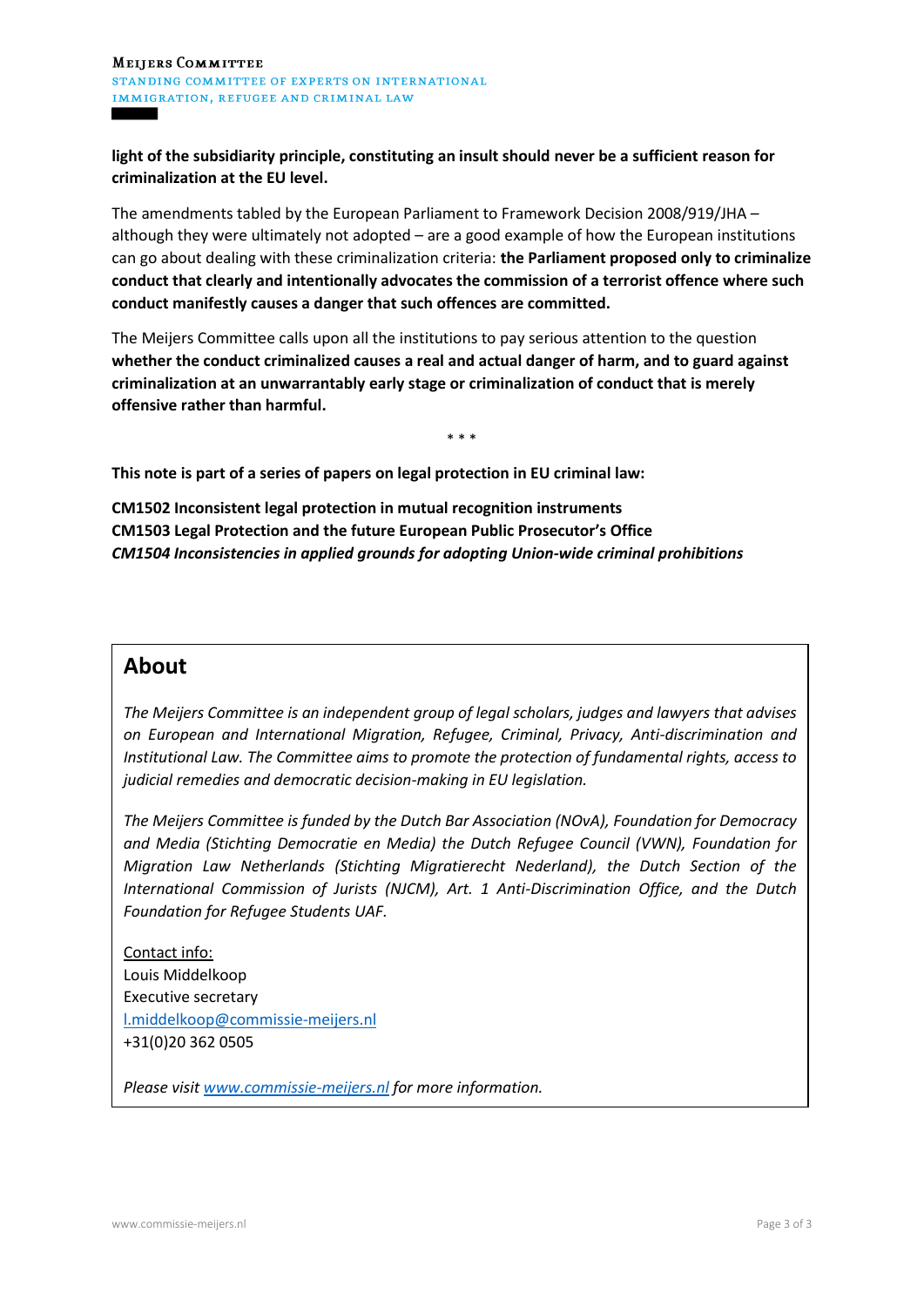**light of the subsidiarity principle, constituting an insult should never be a sufficient reason for criminalization at the EU level.**

The amendments tabled by the European Parliament to Framework Decision 2008/919/JHA – although they were ultimately not adopted – are a good example of how the European institutions can go about dealing with these criminalization criteria: **the Parliament proposed only to criminalize conduct that clearly and intentionally advocates the commission of a terrorist offence where such conduct manifestly causes a danger that such offences are committed.**

The Meijers Committee calls upon all the institutions to pay serious attention to the question **whether the conduct criminalized causes a real and actual danger of harm, and to guard against criminalization at an unwarrantably early stage or criminalization of conduct that is merely offensive rather than harmful.**

\* \* \*

**This note is part of a series of papers on legal protection in EU criminal law:**

**CM1502 Inconsistent legal protection in mutual recognition instruments**
**CM1503 Legal Protection and the future European Public Prosecutor's Office**
***CM1504 Inconsistencies in applied grounds for adopting Union-wide criminal prohibitions***

## About

*The Meijers Committee is an independent group of legal scholars, judges and lawyers that advises on European and International Migration, Refugee, Criminal, Privacy, Anti-discrimination and Institutional Law. The Committee aims to promote the protection of fundamental rights, access to judicial remedies and democratic decision-making in EU legislation.*

*The Meijers Committee is funded by the Dutch Bar Association (NOvA), Foundation for Democracy and Media (Stichting Democratie en Media) the Dutch Refugee Council (VWN), Foundation for Migration Law Netherlands (Stichting Migratierecht Nederland), the Dutch Section of the International Commission of Jurists (NJCM), Art. 1 Anti-Discrimination Office, and the Dutch Foundation for Refugee Students UAF.*

Contact info:
Louis Middelkoop
Executive secretary
l.middelkoop@commissie-meijers.nl
+31(0)20 362 0505

*Please visit www.commissie-meijers.nl for more information.*